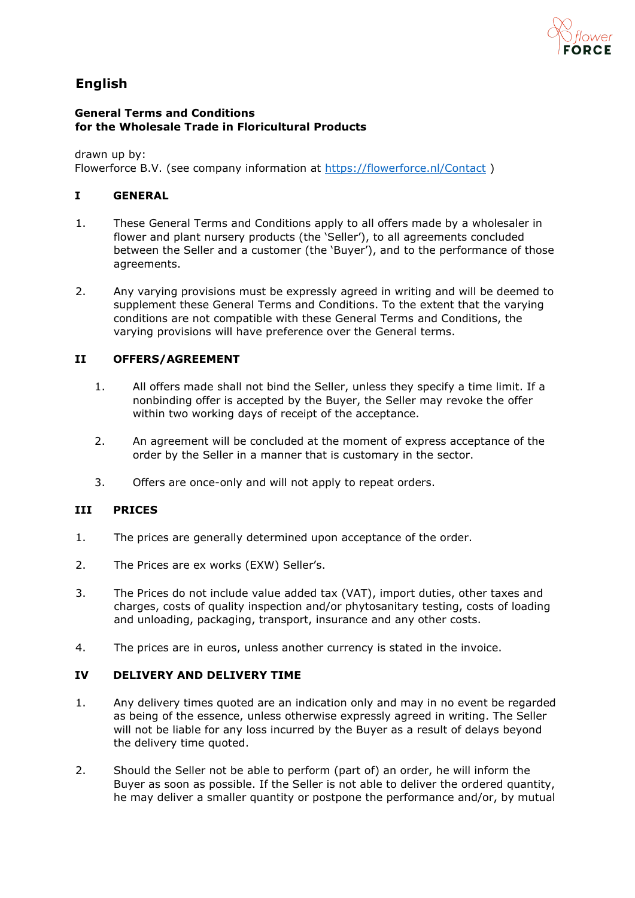# English

**General Terms and Conditions**
**for the Wholesale Trade in Floricultural Products**

drawn up by:
Flowerforce B.V. (see company information at https://flowerforce.nl/Contact )

## I GENERAL

1. These General Terms and Conditions apply to all offers made by a wholesaler in flower and plant nursery products (the 'Seller'), to all agreements concluded between the Seller and a customer (the 'Buyer'), and to the performance of those agreements.

2. Any varying provisions must be expressly agreed in writing and will be deemed to supplement these General Terms and Conditions. To the extent that the varying conditions are not compatible with these General Terms and Conditions, the varying provisions will have preference over the General terms.

## II OFFERS/AGREEMENT

1. All offers made shall not bind the Seller, unless they specify a time limit. If a nonbinding offer is accepted by the Buyer, the Seller may revoke the offer within two working days of receipt of the acceptance.

2. An agreement will be concluded at the moment of express acceptance of the order by the Seller in a manner that is customary in the sector.

3. Offers are once-only and will not apply to repeat orders.

## III PRICES

1. The prices are generally determined upon acceptance of the order.

2. The Prices are ex works (EXW) Seller's.

3. The Prices do not include value added tax (VAT), import duties, other taxes and charges, costs of quality inspection and/or phytosanitary testing, costs of loading and unloading, packaging, transport, insurance and any other costs.

4. The prices are in euros, unless another currency is stated in the invoice.

## IV DELIVERY AND DELIVERY TIME

1. Any delivery times quoted are an indication only and may in no event be regarded as being of the essence, unless otherwise expressly agreed in writing. The Seller will not be liable for any loss incurred by the Buyer as a result of delays beyond the delivery time quoted.

2. Should the Seller not be able to perform (part of) an order, he will inform the Buyer as soon as possible. If the Seller is not able to deliver the ordered quantity, he may deliver a smaller quantity or postpone the performance and/or, by mutual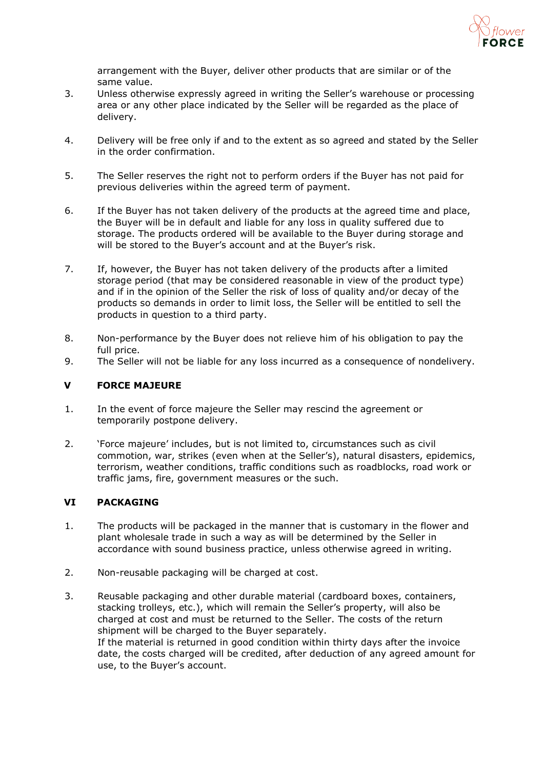arrangement with the Buyer, deliver other products that are similar or of the same value.

3. Unless otherwise expressly agreed in writing the Seller's warehouse or processing area or any other place indicated by the Seller will be regarded as the place of delivery.

4. Delivery will be free only if and to the extent as so agreed and stated by the Seller in the order confirmation.

5. The Seller reserves the right not to perform orders if the Buyer has not paid for previous deliveries within the agreed term of payment.

6. If the Buyer has not taken delivery of the products at the agreed time and place, the Buyer will be in default and liable for any loss in quality suffered due to storage. The products ordered will be available to the Buyer during storage and will be stored to the Buyer's account and at the Buyer's risk.

7. If, however, the Buyer has not taken delivery of the products after a limited storage period (that may be considered reasonable in view of the product type) and if in the opinion of the Seller the risk of loss of quality and/or decay of the products so demands in order to limit loss, the Seller will be entitled to sell the products in question to a third party.

8. Non-performance by the Buyer does not relieve him of his obligation to pay the full price.
9. The Seller will not be liable for any loss incurred as a consequence of nondelivery.

## V FORCE MAJEURE

1. In the event of force majeure the Seller may rescind the agreement or temporarily postpone delivery.

2. 'Force majeure' includes, but is not limited to, circumstances such as civil commotion, war, strikes (even when at the Seller's), natural disasters, epidemics, terrorism, weather conditions, traffic conditions such as roadblocks, road work or traffic jams, fire, government measures or the such.

## VI PACKAGING

1. The products will be packaged in the manner that is customary in the flower and plant wholesale trade in such a way as will be determined by the Seller in accordance with sound business practice, unless otherwise agreed in writing.

2. Non-reusable packaging will be charged at cost.

3. Reusable packaging and other durable material (cardboard boxes, containers, stacking trolleys, etc.), which will remain the Seller's property, will also be charged at cost and must be returned to the Seller. The costs of the return shipment will be charged to the Buyer separately.
   If the material is returned in good condition within thirty days after the invoice date, the costs charged will be credited, after deduction of any agreed amount for use, to the Buyer's account.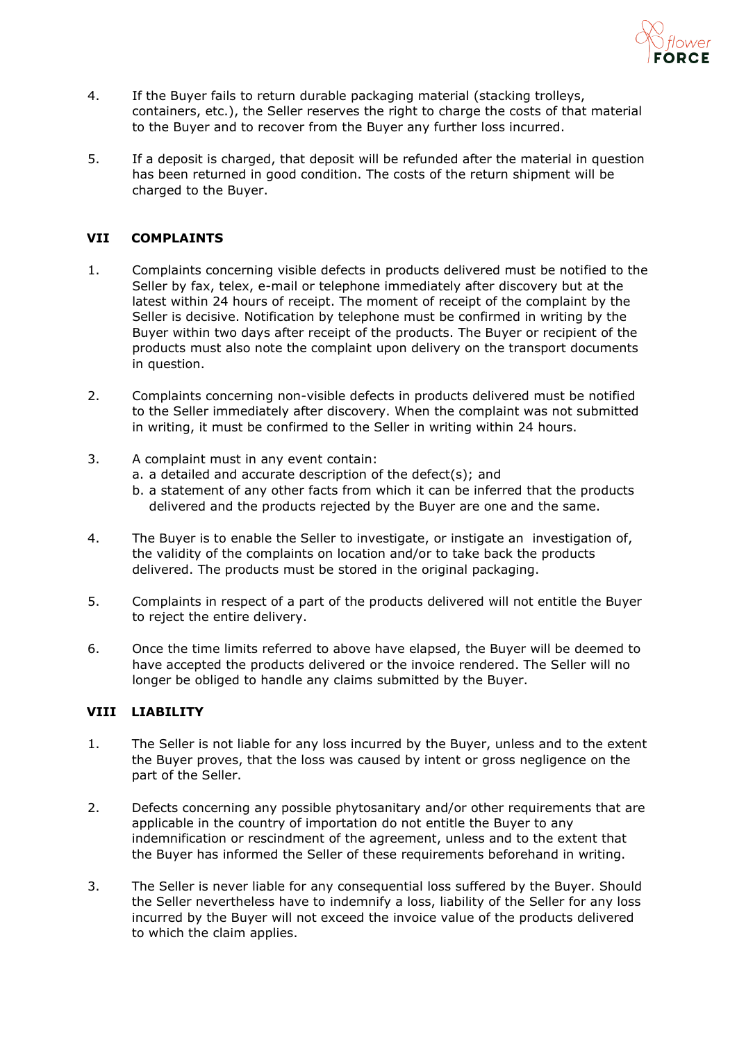4. If the Buyer fails to return durable packaging material (stacking trolleys, containers, etc.), the Seller reserves the right to charge the costs of that material to the Buyer and to recover from the Buyer any further loss incurred.

5. If a deposit is charged, that deposit will be refunded after the material in question has been returned in good condition. The costs of the return shipment will be charged to the Buyer.

## VII COMPLAINTS

1. Complaints concerning visible defects in products delivered must be notified to the Seller by fax, telex, e-mail or telephone immediately after discovery but at the latest within 24 hours of receipt. The moment of receipt of the complaint by the Seller is decisive. Notification by telephone must be confirmed in writing by the Buyer within two days after receipt of the products. The Buyer or recipient of the products must also note the complaint upon delivery on the transport documents in question.

2. Complaints concerning non-visible defects in products delivered must be notified to the Seller immediately after discovery. When the complaint was not submitted in writing, it must be confirmed to the Seller in writing within 24 hours.

3. A complaint must in any event contain:
   a. a detailed and accurate description of the defect(s); and
   b. a statement of any other facts from which it can be inferred that the products delivered and the products rejected by the Buyer are one and the same.

4. The Buyer is to enable the Seller to investigate, or instigate an investigation of, the validity of the complaints on location and/or to take back the products delivered. The products must be stored in the original packaging.

5. Complaints in respect of a part of the products delivered will not entitle the Buyer to reject the entire delivery.

6. Once the time limits referred to above have elapsed, the Buyer will be deemed to have accepted the products delivered or the invoice rendered. The Seller will no longer be obliged to handle any claims submitted by the Buyer.

## VIII LIABILITY

1. The Seller is not liable for any loss incurred by the Buyer, unless and to the extent the Buyer proves, that the loss was caused by intent or gross negligence on the part of the Seller.

2. Defects concerning any possible phytosanitary and/or other requirements that are applicable in the country of importation do not entitle the Buyer to any indemnification or rescindment of the agreement, unless and to the extent that the Buyer has informed the Seller of these requirements beforehand in writing.

3. The Seller is never liable for any consequential loss suffered by the Buyer. Should the Seller nevertheless have to indemnify a loss, liability of the Seller for any loss incurred by the Buyer will not exceed the invoice value of the products delivered to which the claim applies.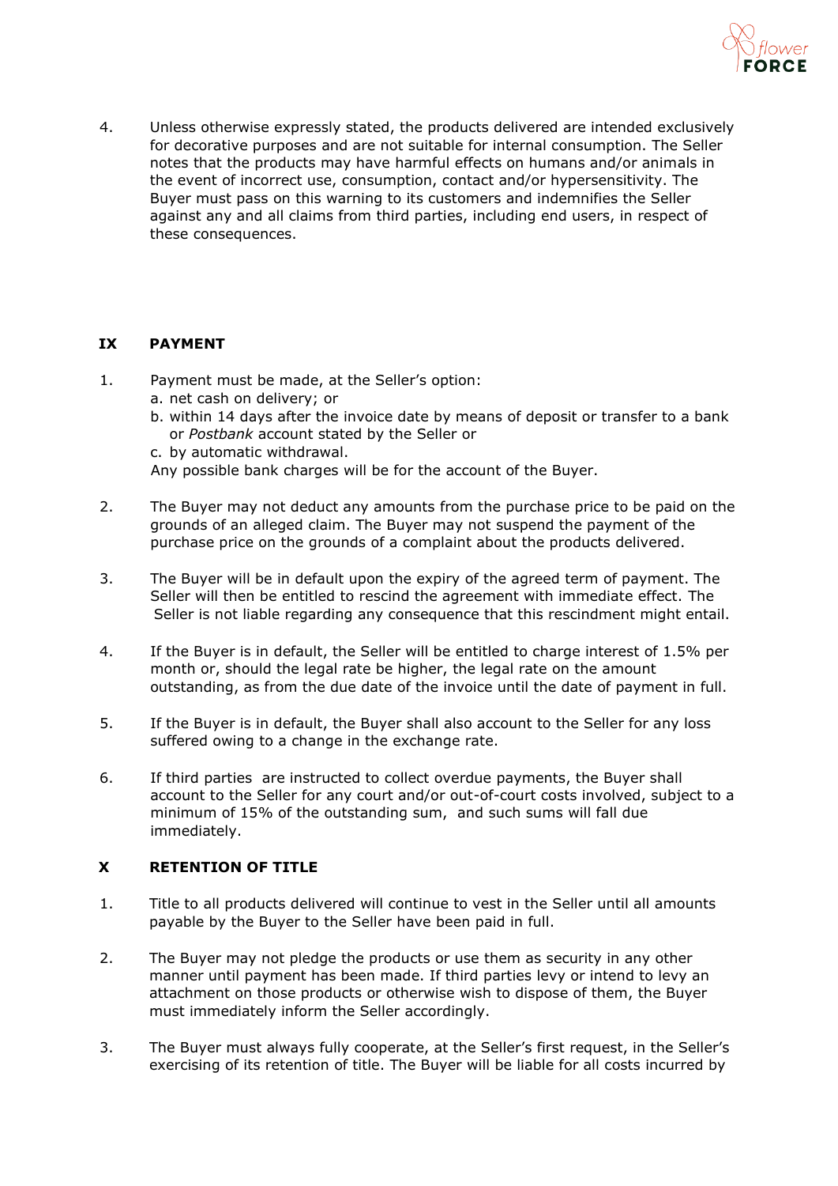4. Unless otherwise expressly stated, the products delivered are intended exclusively for decorative purposes and are not suitable for internal consumption. The Seller notes that the products may have harmful effects on humans and/or animals in the event of incorrect use, consumption, contact and/or hypersensitivity. The Buyer must pass on this warning to its customers and indemnifies the Seller against any and all claims from third parties, including end users, in respect of these consequences.

## IX PAYMENT

1. Payment must be made, at the Seller's option:
   a. net cash on delivery; or
   b. within 14 days after the invoice date by means of deposit or transfer to a bank or *Postbank* account stated by the Seller or
   c. by automatic withdrawal.

   Any possible bank charges will be for the account of the Buyer.

2. The Buyer may not deduct any amounts from the purchase price to be paid on the grounds of an alleged claim. The Buyer may not suspend the payment of the purchase price on the grounds of a complaint about the products delivered.

3. The Buyer will be in default upon the expiry of the agreed term of payment. The Seller will then be entitled to rescind the agreement with immediate effect. The Seller is not liable regarding any consequence that this rescindment might entail.

4. If the Buyer is in default, the Seller will be entitled to charge interest of 1.5% per month or, should the legal rate be higher, the legal rate on the amount outstanding, as from the due date of the invoice until the date of payment in full.

5. If the Buyer is in default, the Buyer shall also account to the Seller for any loss suffered owing to a change in the exchange rate.

6. If third parties are instructed to collect overdue payments, the Buyer shall account to the Seller for any court and/or out-of-court costs involved, subject to a minimum of 15% of the outstanding sum, and such sums will fall due immediately.

## X RETENTION OF TITLE

1. Title to all products delivered will continue to vest in the Seller until all amounts payable by the Buyer to the Seller have been paid in full.

2. The Buyer may not pledge the products or use them as security in any other manner until payment has been made. If third parties levy or intend to levy an attachment on those products or otherwise wish to dispose of them, the Buyer must immediately inform the Seller accordingly.

3. The Buyer must always fully cooperate, at the Seller's first request, in the Seller's exercising of its retention of title. The Buyer will be liable for all costs incurred by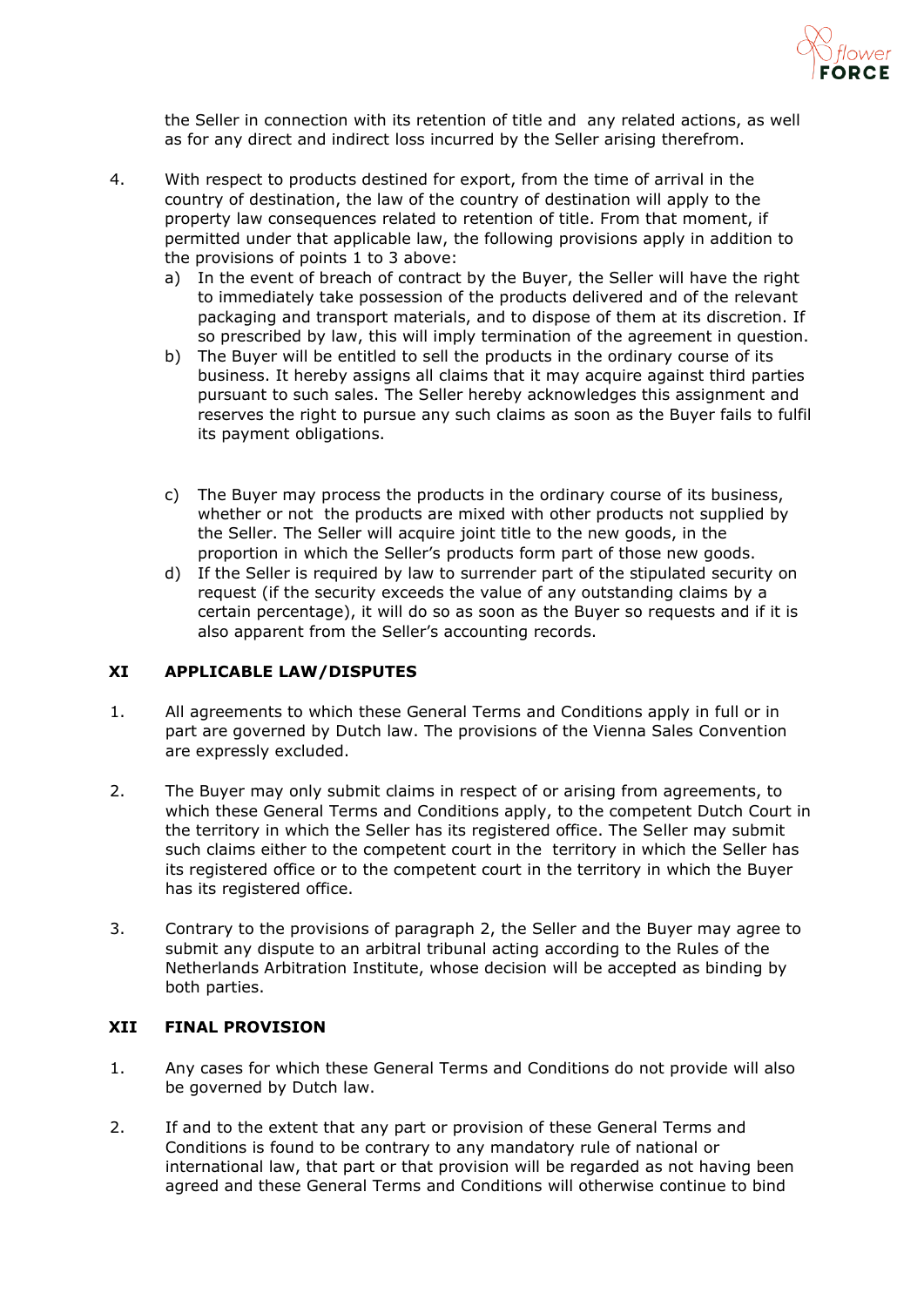the Seller in connection with its retention of title and any related actions, as well as for any direct and indirect loss incurred by the Seller arising therefrom.

4. With respect to products destined for export, from the time of arrival in the country of destination, the law of the country of destination will apply to the property law consequences related to retention of title. From that moment, if permitted under that applicable law, the following provisions apply in addition to the provisions of points 1 to 3 above:
   a) In the event of breach of contract by the Buyer, the Seller will have the right to immediately take possession of the products delivered and of the relevant packaging and transport materials, and to dispose of them at its discretion. If so prescribed by law, this will imply termination of the agreement in question.
   b) The Buyer will be entitled to sell the products in the ordinary course of its business. It hereby assigns all claims that it may acquire against third parties pursuant to such sales. The Seller hereby acknowledges this assignment and reserves the right to pursue any such claims as soon as the Buyer fails to fulfil its payment obligations.
   c) The Buyer may process the products in the ordinary course of its business, whether or not the products are mixed with other products not supplied by the Seller. The Seller will acquire joint title to the new goods, in the proportion in which the Seller's products form part of those new goods.
   d) If the Seller is required by law to surrender part of the stipulated security on request (if the security exceeds the value of any outstanding claims by a certain percentage), it will do so as soon as the Buyer so requests and if it is also apparent from the Seller's accounting records.

## XI APPLICABLE LAW/DISPUTES

1. All agreements to which these General Terms and Conditions apply in full or in part are governed by Dutch law. The provisions of the Vienna Sales Convention are expressly excluded.

2. The Buyer may only submit claims in respect of or arising from agreements, to which these General Terms and Conditions apply, to the competent Dutch Court in the territory in which the Seller has its registered office. The Seller may submit such claims either to the competent court in the territory in which the Seller has its registered office or to the competent court in the territory in which the Buyer has its registered office.

3. Contrary to the provisions of paragraph 2, the Seller and the Buyer may agree to submit any dispute to an arbitral tribunal acting according to the Rules of the Netherlands Arbitration Institute, whose decision will be accepted as binding by both parties.

## XII FINAL PROVISION

1. Any cases for which these General Terms and Conditions do not provide will also be governed by Dutch law.

2. If and to the extent that any part or provision of these General Terms and Conditions is found to be contrary to any mandatory rule of national or international law, that part or that provision will be regarded as not having been agreed and these General Terms and Conditions will otherwise continue to bind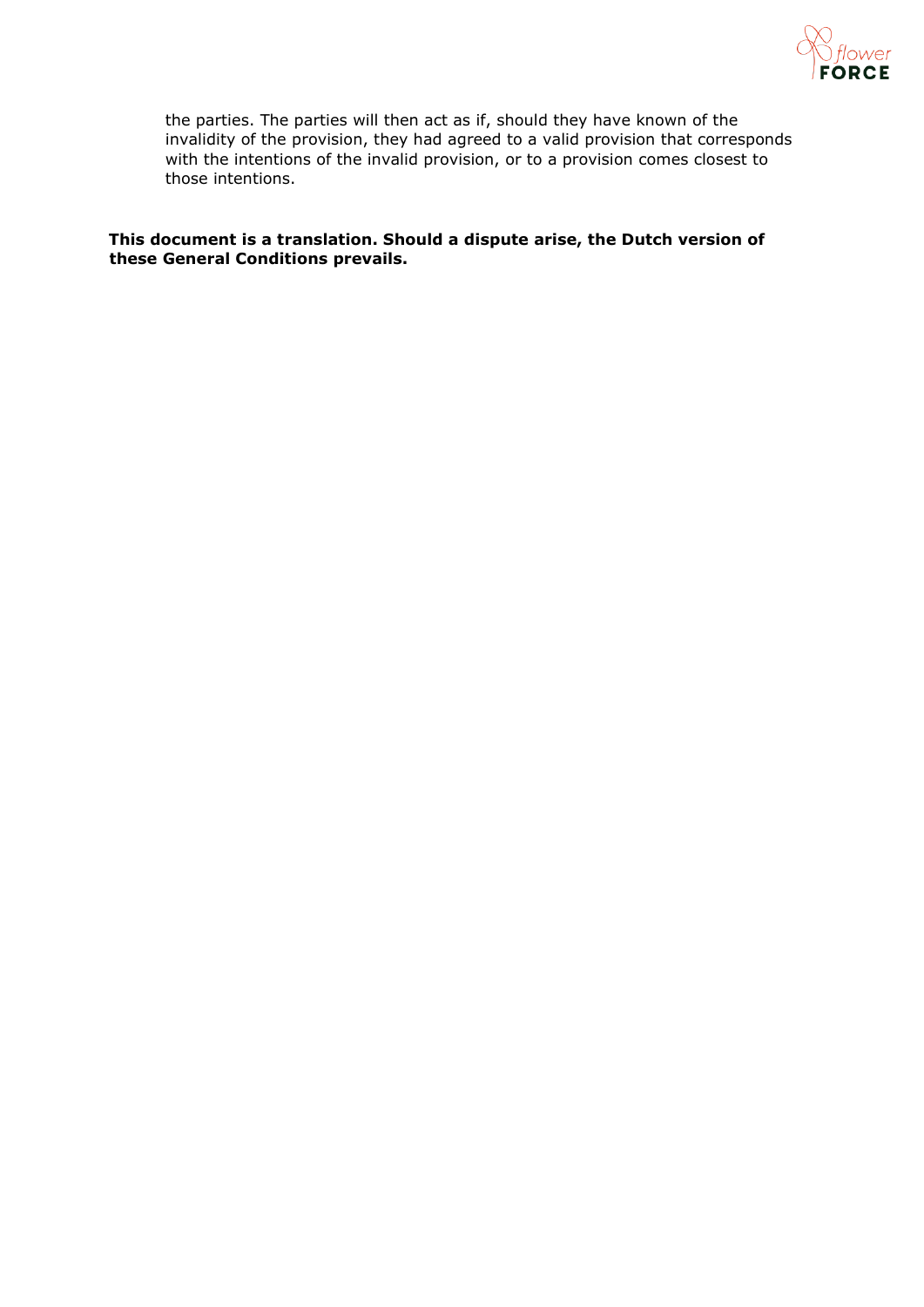the parties. The parties will then act as if, should they have known of the invalidity of the provision, they had agreed to a valid provision that corresponds with the intentions of the invalid provision, or to a provision comes closest to those intentions.

**This document is a translation. Should a dispute arise, the Dutch version of these General Conditions prevails.**